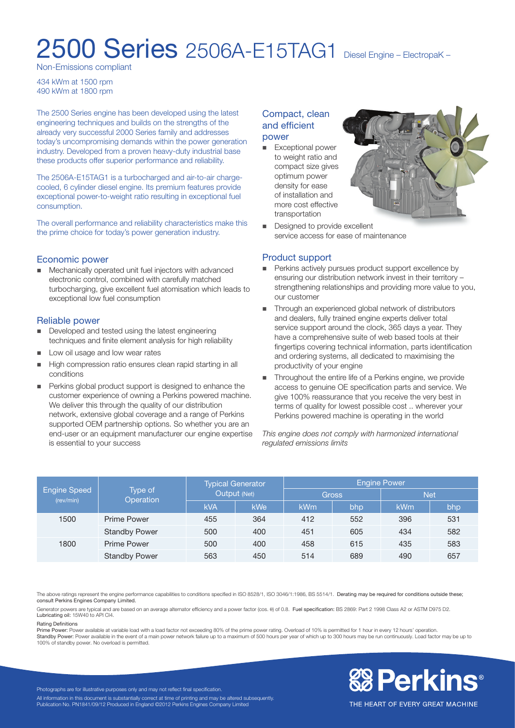# 2500 Series 2506A-E15TAG1 Diesel Engine – ElectropaK –

Non-Emissions compliant

434 kWm at 1500 rpm
490 kWm at 1800 rpm

The 2500 Series engine has been developed using the latest engineering techniques and builds on the strengths of the already very successful 2000 Series family and addresses today's uncompromising demands within the power generation industry. Developed from a proven heavy-duty industrial base these products offer superior performance and reliability.

The 2506A-E15TAG1 is a turbocharged and air-to-air charge-cooled, 6 cylinder diesel engine. Its premium features provide exceptional power-to-weight ratio resulting in exceptional fuel consumption.

The overall performance and reliability characteristics make this the prime choice for today's power generation industry.

## Economic power

- Mechanically operated unit fuel injectors with advanced electronic control, combined with carefully matched turbocharging, give excellent fuel atomisation which leads to exceptional low fuel consumption

## Reliable power

- Developed and tested using the latest engineering techniques and finite element analysis for high reliability
- Low oil usage and low wear rates
- High compression ratio ensures clean rapid starting in all conditions
- Perkins global product support is designed to enhance the customer experience of owning a Perkins powered machine. We deliver this through the quality of our distribution network, extensive global coverage and a range of Perkins supported OEM partnership options. So whether you are an end-user or an equipment manufacturer our engine expertise is essential to your success

## Compact, clean and efficient power

- Exceptional power to weight ratio and compact size gives optimum power density for ease of installation and more cost effective transportation
- Designed to provide excellent service access for ease of maintenance

## Product support

- Perkins actively pursues product support excellence by ensuring our distribution network invest in their territory – strengthening relationships and providing more value to you, our customer
- Through an experienced global network of distributors and dealers, fully trained engine experts deliver total service support around the clock, 365 days a year. They have a comprehensive suite of web based tools at their fingertips covering technical information, parts identification and ordering systems, all dedicated to maximising the productivity of your engine
- Throughout the entire life of a Perkins engine, we provide access to genuine OE specification parts and service. We give 100% reassurance that you receive the very best in terms of quality for lowest possible cost .. wherever your Perkins powered machine is operating in the world

*This engine does not comply with harmonized international regulated emissions limits*

| Engine Speed (rev/min) | Type of Operation | Typical Generator Output (Net) | | Engine Power | | | |
|---|---|---|---|---|---|---|---|
| | | | | Gross | | Net | |
| | | kVA | kWe | kWm | bhp | kWm | bhp |
| 1500 | Prime Power | 455 | 364 | 412 | 552 | 396 | 531 |
| | Standby Power | 500 | 400 | 451 | 605 | 434 | 582 |
| 1800 | Prime Power | 500 | 400 | 458 | 615 | 435 | 583 |
| | Standby Power | 563 | 450 | 514 | 689 | 490 | 657 |

The above ratings represent the engine performance capabilities to conditions specified in ISO 8528/1, ISO 3046/1:1986, BS 5514/1. **Derating may be required for conditions outside these; consult Perkins Engines Company Limited.**

Generator powers are typical and are based on an average alternator efficiency and a power factor (cos. θ) of 0.8. **Fuel specification:** BS 2869: Part 2 1998 Class A2 or ASTM D975 D2. **Lubricating oil:** 15W40 to API CI4.

**Rating Definitions**

**Prime Power:** Power available at variable load with a load factor not exceeding 80% of the prime power rating. Overload of 10% is permitted for 1 hour in every 12 hours' operation.
**Standby Power:** Power available in the event of a main power network failure up to a maximum of 500 hours per year of which up to 300 hours may be run continuously. Load factor may be up to 100% of standby power. No overload is permitted.

Photographs are for illustrative purposes only and may not reflect final specification.
All information in this document is substantially correct at time of printing and may be altered subsequently.
Publication No. PN1841/09/12 Produced in England ©2012 Perkins Engines Company Limited

Perkins® THE HEART OF EVERY GREAT MACHINE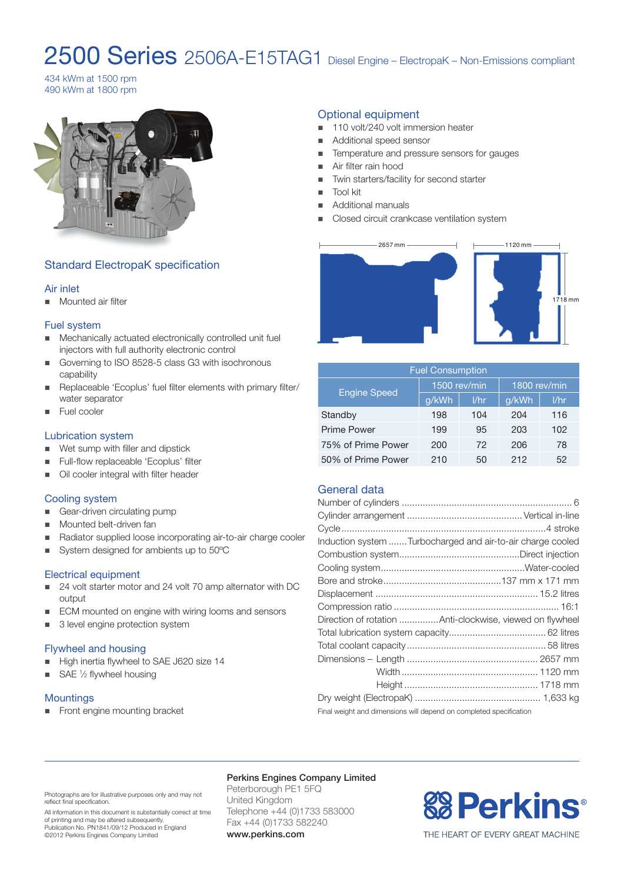# 2500 Series 2506A-E15TAG1 Diesel Engine – ElectropaK – Non-Emissions compliant

434 kWm at 1500 rpm
490 kWm at 1800 rpm

## Standard ElectropaK specification

### Air inlet

- Mounted air filter

### Fuel system

- Mechanically actuated electronically controlled unit fuel injectors with full authority electronic control
- Governing to ISO 8528-5 class G3 with isochronous capability
- Replaceable 'Ecoplus' fuel filter elements with primary filter/ water separator
- Fuel cooler

### Lubrication system

- Wet sump with filler and dipstick
- Full-flow replaceable 'Ecoplus' filter
- Oil cooler integral with filter header

### Cooling system

- Gear-driven circulating pump
- Mounted belt-driven fan
- Radiator supplied loose incorporating air-to-air charge cooler
- System designed for ambients up to 50ºC

### Electrical equipment

- 24 volt starter motor and 24 volt 70 amp alternator with DC output
- ECM mounted on engine with wiring looms and sensors
- 3 level engine protection system

### Flywheel and housing

- High inertia flywheel to SAE J620 size 14
- SAE ½ flywheel housing

### Mountings

- Front engine mounting bracket

## Optional equipment

- 110 volt/240 volt immersion heater
- Additional speed sensor
- Temperature and pressure sensors for gauges
- Air filter rain hood
- Twin starters/facility for second starter
- Tool kit
- Additional manuals
- Closed circuit crankcase ventilation system

2657 mm
1120 mm
1718 mm

| Fuel Consumption | | | | |
|---|---|---|---|---|
| Engine Speed | 1500 rev/min | | 1800 rev/min | |
| | g/kWh | l/hr | g/kWh | l/hr |
| Standby | 198 | 104 | 204 | 116 |
| Prime Power | 199 | 95 | 203 | 102 |
| 75% of Prime Power | 200 | 72 | 206 | 78 |
| 50% of Prime Power | 210 | 50 | 212 | 52 |

## General data

| | |
|---|---|
| Number of cylinders | 6 |
| Cylinder arrangement | Vertical in-line |
| Cycle | 4 stroke |
| Induction system | Turbocharged and air-to-air charge cooled |
| Combustion system | Direct injection |
| Cooling system | Water-cooled |
| Bore and stroke | 137 mm x 171 mm |
| Displacement | 15.2 litres |
| Compression ratio | 16:1 |
| Direction of rotation | Anti-clockwise, viewed on flywheel |
| Total lubrication system capacity | 62 litres |
| Total coolant capacity | 58 litres |
| Dimensions – Length | 2657 mm |
| Width | 1120 mm |
| Height | 1718 mm |
| Dry weight (ElectropaK) | 1,633 kg |

Final weight and dimensions will depend on completed specification

Photographs are for illustrative purposes only and may not reflect final specification.

All information in this document is substantially correct at time of printing and may be altered subsequently.
Publication No. PN1841/09/12 Produced in England
©2012 Perkins Engines Company Limited

**Perkins Engines Company Limited**
Peterborough PE1 5FQ
United Kingdom
Telephone +44 (0)1733 583000
Fax +44 (0)1733 582240
**www.perkins.com**

Perkins®
THE HEART OF EVERY GREAT MACHINE